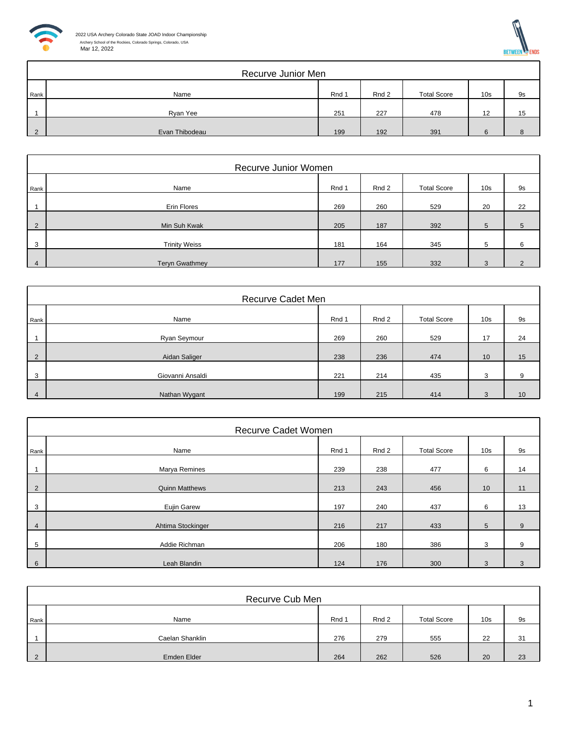2022 USA Archery Colorado State JOAD Indoor Championship

Archery School of the Rockies, Colorado Springs, Colorado, USA

Mar 12, 2022

| Recurve Junior Men | | | | | | |
|---|---|---|---|---|---|---|
| Rank | Name | Rnd 1 | Rnd 2 | Total Score | 10s | 9s |
| 1 | Ryan Yee | 251 | 227 | 478 | 12 | 15 |
| 2 | Evan Thibodeau | 199 | 192 | 391 | 6 | 8 |

| Recurve Junior Women | | | | | | |
|---|---|---|---|---|---|---|
| Rank | Name | Rnd 1 | Rnd 2 | Total Score | 10s | 9s |
| 1 | Erin Flores | 269 | 260 | 529 | 20 | 22 |
| 2 | Min Suh Kwak | 205 | 187 | 392 | 5 | 5 |
| 3 | Trinity Weiss | 181 | 164 | 345 | 5 | 6 |
| 4 | Teryn Gwathmey | 177 | 155 | 332 | 3 | 2 |

| Recurve Cadet Men | | | | | | |
|---|---|---|---|---|---|---|
| Rank | Name | Rnd 1 | Rnd 2 | Total Score | 10s | 9s |
| 1 | Ryan Seymour | 269 | 260 | 529 | 17 | 24 |
| 2 | Aidan Saliger | 238 | 236 | 474 | 10 | 15 |
| 3 | Giovanni Ansaldi | 221 | 214 | 435 | 3 | 9 |
| 4 | Nathan Wygant | 199 | 215 | 414 | 3 | 10 |

| Recurve Cadet Women | | | | | | |
|---|---|---|---|---|---|---|
| Rank | Name | Rnd 1 | Rnd 2 | Total Score | 10s | 9s |
| 1 | Marya Remines | 239 | 238 | 477 | 6 | 14 |
| 2 | Quinn Matthews | 213 | 243 | 456 | 10 | 11 |
| 3 | Eujin Garew | 197 | 240 | 437 | 6 | 13 |
| 4 | Ahtima Stockinger | 216 | 217 | 433 | 5 | 9 |
| 5 | Addie Richman | 206 | 180 | 386 | 3 | 9 |
| 6 | Leah Blandin | 124 | 176 | 300 | 3 | 3 |

| Recurve Cub Men | | | | | | |
|---|---|---|---|---|---|---|
| Rank | Name | Rnd 1 | Rnd 2 | Total Score | 10s | 9s |
| 1 | Caelan Shanklin | 276 | 279 | 555 | 22 | 31 |
| 2 | Emden Elder | 264 | 262 | 526 | 20 | 23 |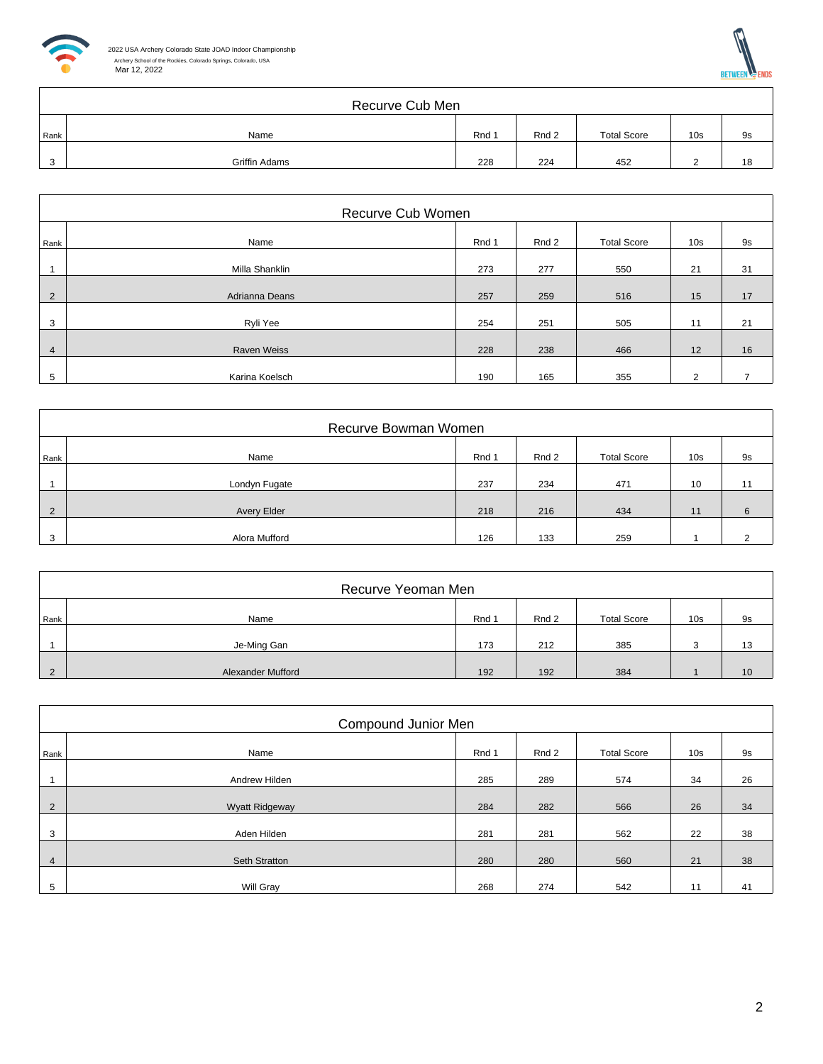2022 USA Archery Colorado State JOAD Indoor Championship
Archery School of the Rockies, Colorado Springs, Colorado, USA
Mar 12, 2022

## Recurve Cub Men

| Rank | Name | Rnd 1 | Rnd 2 | Total Score | 10s | 9s |
|---|---|---|---|---|---|---|
| 3 | Griffin Adams | 228 | 224 | 452 | 2 | 18 |

## Recurve Cub Women

| Rank | Name | Rnd 1 | Rnd 2 | Total Score | 10s | 9s |
|---|---|---|---|---|---|---|
| 1 | Milla Shanklin | 273 | 277 | 550 | 21 | 31 |
| 2 | Adrianna Deans | 257 | 259 | 516 | 15 | 17 |
| 3 | Ryli Yee | 254 | 251 | 505 | 11 | 21 |
| 4 | Raven Weiss | 228 | 238 | 466 | 12 | 16 |
| 5 | Karina Koelsch | 190 | 165 | 355 | 2 | 7 |

## Recurve Bowman Women

| Rank | Name | Rnd 1 | Rnd 2 | Total Score | 10s | 9s |
|---|---|---|---|---|---|---|
| 1 | Londyn Fugate | 237 | 234 | 471 | 10 | 11 |
| 2 | Avery Elder | 218 | 216 | 434 | 11 | 6 |
| 3 | Alora Mufford | 126 | 133 | 259 | 1 | 2 |

## Recurve Yeoman Men

| Rank | Name | Rnd 1 | Rnd 2 | Total Score | 10s | 9s |
|---|---|---|---|---|---|---|
| 1 | Je-Ming Gan | 173 | 212 | 385 | 3 | 13 |
| 2 | Alexander Mufford | 192 | 192 | 384 | 1 | 10 |

## Compound Junior Men

| Rank | Name | Rnd 1 | Rnd 2 | Total Score | 10s | 9s |
|---|---|---|---|---|---|---|
| 1 | Andrew Hilden | 285 | 289 | 574 | 34 | 26 |
| 2 | Wyatt Ridgeway | 284 | 282 | 566 | 26 | 34 |
| 3 | Aden Hilden | 281 | 281 | 562 | 22 | 38 |
| 4 | Seth Stratton | 280 | 280 | 560 | 21 | 38 |
| 5 | Will Gray | 268 | 274 | 542 | 11 | 41 |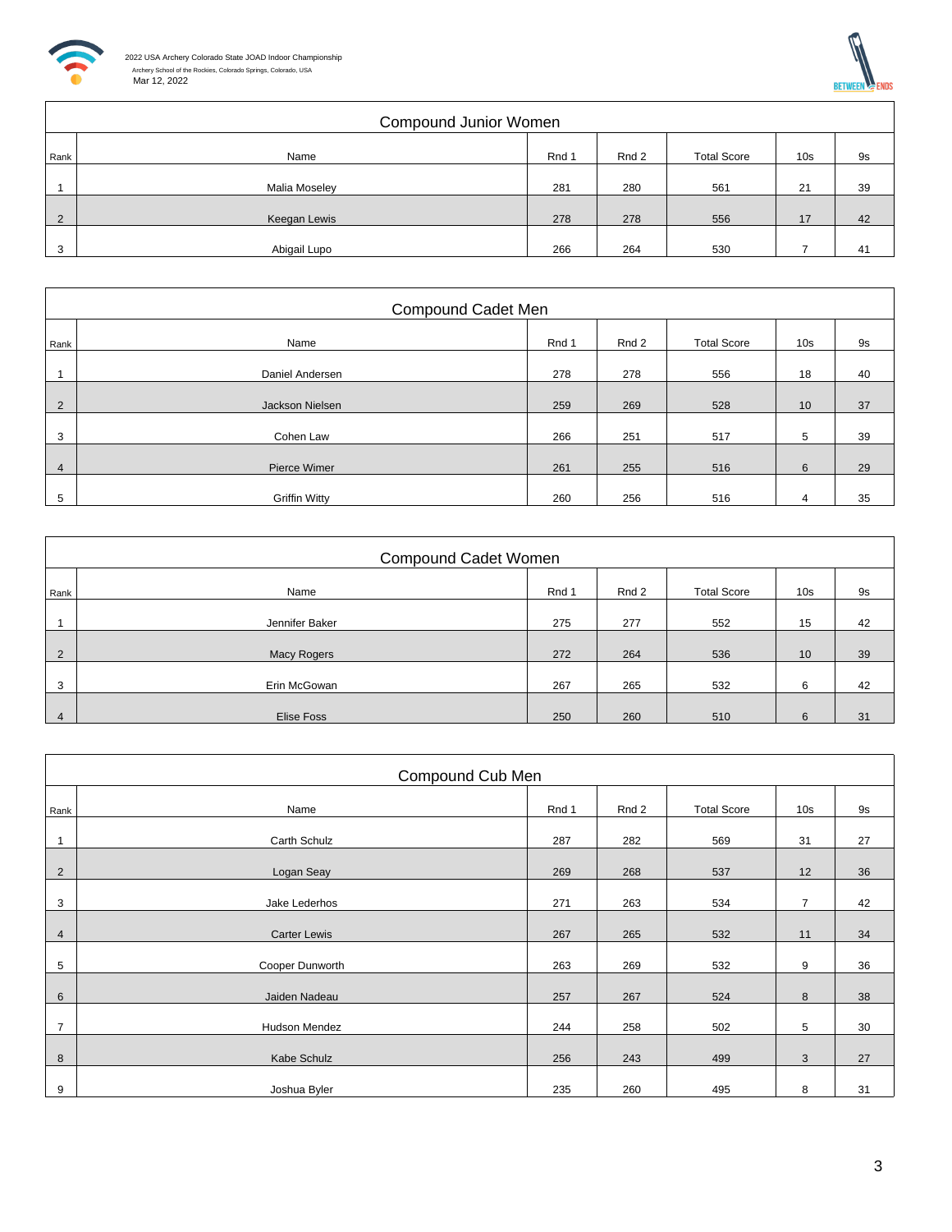## Compound Junior Women

| Rank | Name | Rnd 1 | Rnd 2 | Total Score | 10s | 9s |
|---|---|---|---|---|---|---|
| 1 | Malia Moseley | 281 | 280 | 561 | 21 | 39 |
| 2 | Keegan Lewis | 278 | 278 | 556 | 17 | 42 |
| 3 | Abigail Lupo | 266 | 264 | 530 | 7 | 41 |

## Compound Cadet Men

| Rank | Name | Rnd 1 | Rnd 2 | Total Score | 10s | 9s |
|---|---|---|---|---|---|---|
| 1 | Daniel Andersen | 278 | 278 | 556 | 18 | 40 |
| 2 | Jackson Nielsen | 259 | 269 | 528 | 10 | 37 |
| 3 | Cohen Law | 266 | 251 | 517 | 5 | 39 |
| 4 | Pierce Wimer | 261 | 255 | 516 | 6 | 29 |
| 5 | Griffin Witty | 260 | 256 | 516 | 4 | 35 |

## Compound Cadet Women

| Rank | Name | Rnd 1 | Rnd 2 | Total Score | 10s | 9s |
|---|---|---|---|---|---|---|
| 1 | Jennifer Baker | 275 | 277 | 552 | 15 | 42 |
| 2 | Macy Rogers | 272 | 264 | 536 | 10 | 39 |
| 3 | Erin McGowan | 267 | 265 | 532 | 6 | 42 |
| 4 | Elise Foss | 250 | 260 | 510 | 6 | 31 |

## Compound Cub Men

| Rank | Name | Rnd 1 | Rnd 2 | Total Score | 10s | 9s |
|---|---|---|---|---|---|---|
| 1 | Carth Schulz | 287 | 282 | 569 | 31 | 27 |
| 2 | Logan Seay | 269 | 268 | 537 | 12 | 36 |
| 3 | Jake Lederhos | 271 | 263 | 534 | 7 | 42 |
| 4 | Carter Lewis | 267 | 265 | 532 | 11 | 34 |
| 5 | Cooper Dunworth | 263 | 269 | 532 | 9 | 36 |
| 6 | Jaiden Nadeau | 257 | 267 | 524 | 8 | 38 |
| 7 | Hudson Mendez | 244 | 258 | 502 | 5 | 30 |
| 8 | Kabe Schulz | 256 | 243 | 499 | 3 | 27 |
| 9 | Joshua Byler | 235 | 260 | 495 | 8 | 31 |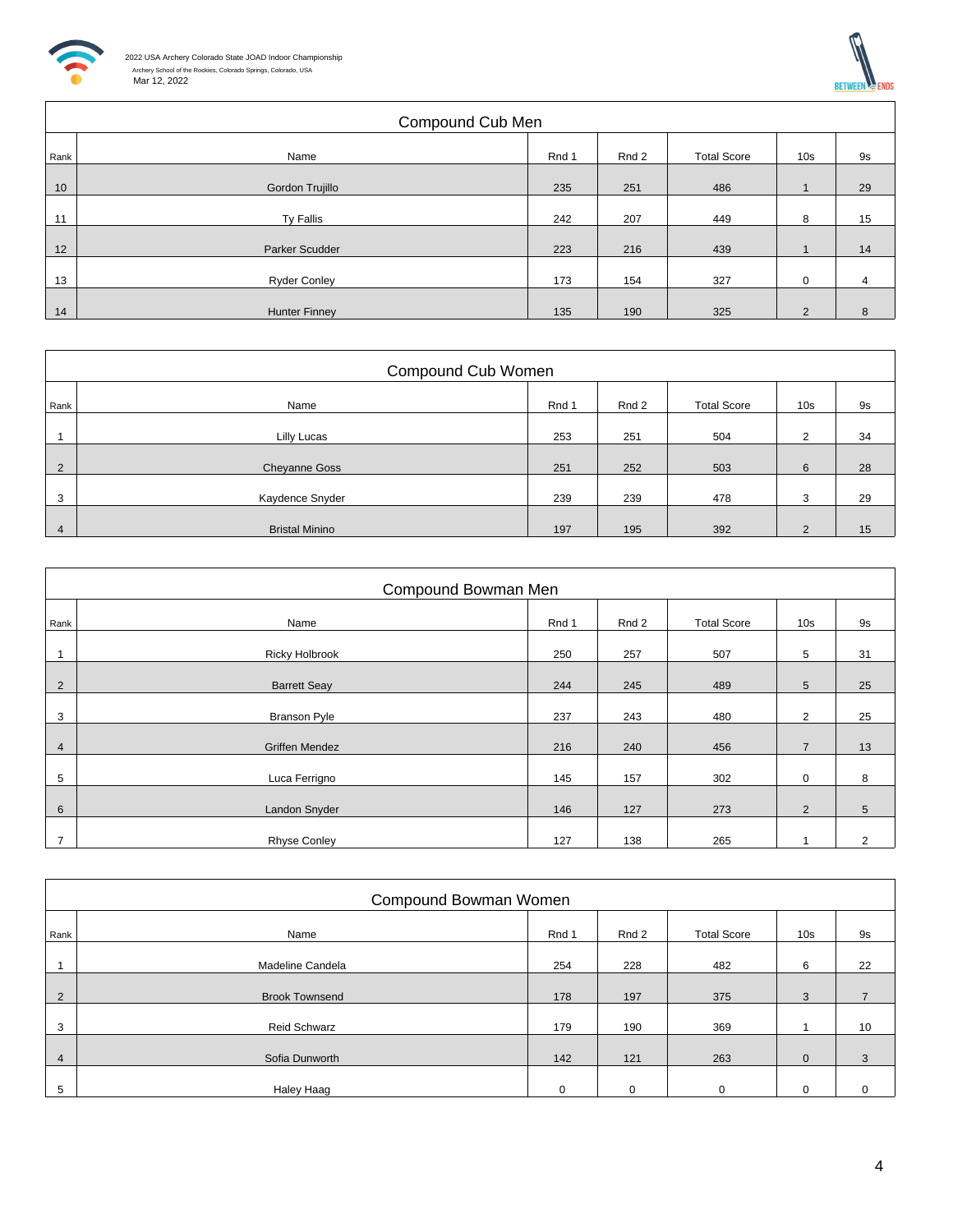2022 USA Archery Colorado State JOAD Indoor Championship
Archery School of the Rockies, Colorado Springs, Colorado, USA
Mar 12, 2022

## Compound Cub Men

| Rank | Name | Rnd 1 | Rnd 2 | Total Score | 10s | 9s |
|---|---|---|---|---|---|---|
| 10 | Gordon Trujillo | 235 | 251 | 486 | 1 | 29 |
| 11 | Ty Fallis | 242 | 207 | 449 | 8 | 15 |
| 12 | Parker Scudder | 223 | 216 | 439 | 1 | 14 |
| 13 | Ryder Conley | 173 | 154 | 327 | 0 | 4 |
| 14 | Hunter Finney | 135 | 190 | 325 | 2 | 8 |

## Compound Cub Women

| Rank | Name | Rnd 1 | Rnd 2 | Total Score | 10s | 9s |
|---|---|---|---|---|---|---|
| 1 | Lilly Lucas | 253 | 251 | 504 | 2 | 34 |
| 2 | Cheyanne Goss | 251 | 252 | 503 | 6 | 28 |
| 3 | Kaydence Snyder | 239 | 239 | 478 | 3 | 29 |
| 4 | Bristal Minino | 197 | 195 | 392 | 2 | 15 |

## Compound Bowman Men

| Rank | Name | Rnd 1 | Rnd 2 | Total Score | 10s | 9s |
|---|---|---|---|---|---|---|
| 1 | Ricky Holbrook | 250 | 257 | 507 | 5 | 31 |
| 2 | Barrett Seay | 244 | 245 | 489 | 5 | 25 |
| 3 | Branson Pyle | 237 | 243 | 480 | 2 | 25 |
| 4 | Griffen Mendez | 216 | 240 | 456 | 7 | 13 |
| 5 | Luca Ferrigno | 145 | 157 | 302 | 0 | 8 |
| 6 | Landon Snyder | 146 | 127 | 273 | 2 | 5 |
| 7 | Rhyse Conley | 127 | 138 | 265 | 1 | 2 |

## Compound Bowman Women

| Rank | Name | Rnd 1 | Rnd 2 | Total Score | 10s | 9s |
|---|---|---|---|---|---|---|
| 1 | Madeline Candela | 254 | 228 | 482 | 6 | 22 |
| 2 | Brook Townsend | 178 | 197 | 375 | 3 | 7 |
| 3 | Reid Schwarz | 179 | 190 | 369 | 1 | 10 |
| 4 | Sofia Dunworth | 142 | 121 | 263 | 0 | 3 |
| 5 | Haley Haag | 0 | 0 | 0 | 0 | 0 |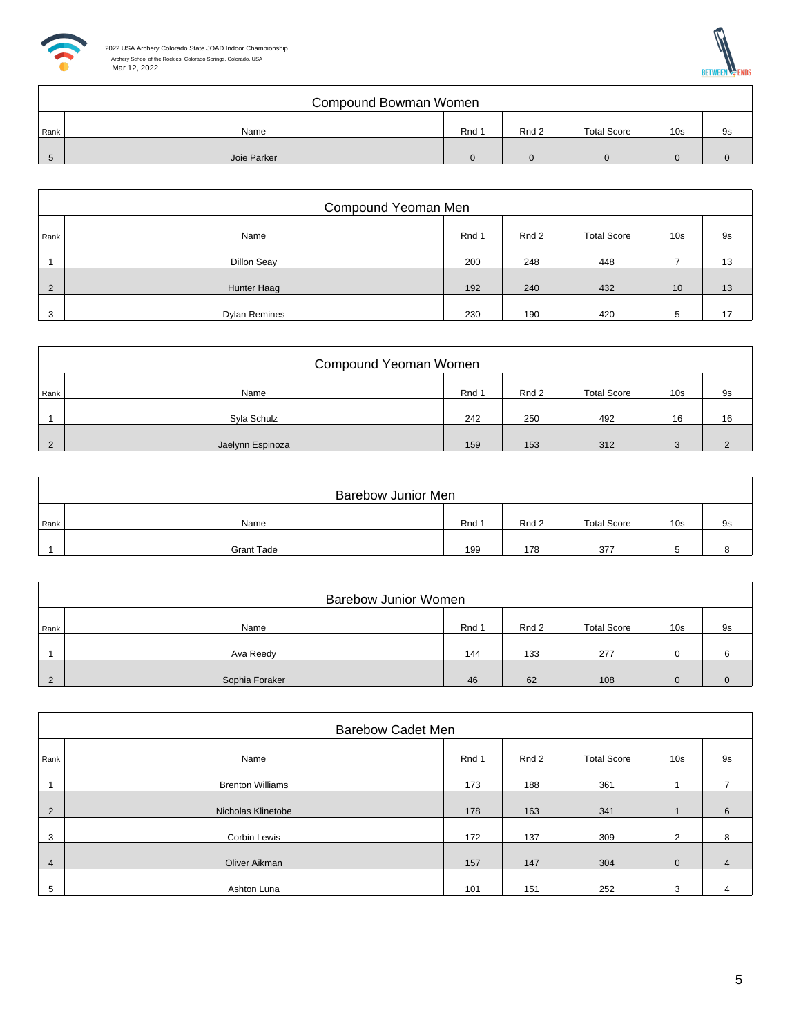2022 USA Archery Colorado State JOAD Indoor Championship
Archery School of the Rockies, Colorado Springs, Colorado, USA
Mar 12, 2022

## Compound Bowman Women

| Rank | Name | Rnd 1 | Rnd 2 | Total Score | 10s | 9s |
|---|---|---|---|---|---|---|
| 5 | Joie Parker | 0 | 0 | 0 | 0 | 0 |

## Compound Yeoman Men

| Rank | Name | Rnd 1 | Rnd 2 | Total Score | 10s | 9s |
|---|---|---|---|---|---|---|
| 1 | Dillon Seay | 200 | 248 | 448 | 7 | 13 |
| 2 | Hunter Haag | 192 | 240 | 432 | 10 | 13 |
| 3 | Dylan Remines | 230 | 190 | 420 | 5 | 17 |

## Compound Yeoman Women

| Rank | Name | Rnd 1 | Rnd 2 | Total Score | 10s | 9s |
|---|---|---|---|---|---|---|
| 1 | Syla Schulz | 242 | 250 | 492 | 16 | 16 |
| 2 | Jaelynn Espinoza | 159 | 153 | 312 | 3 | 2 |

## Barebow Junior Men

| Rank | Name | Rnd 1 | Rnd 2 | Total Score | 10s | 9s |
|---|---|---|---|---|---|---|
| 1 | Grant Tade | 199 | 178 | 377 | 5 | 8 |

## Barebow Junior Women

| Rank | Name | Rnd 1 | Rnd 2 | Total Score | 10s | 9s |
|---|---|---|---|---|---|---|
| 1 | Ava Reedy | 144 | 133 | 277 | 0 | 6 |
| 2 | Sophia Foraker | 46 | 62 | 108 | 0 | 0 |

## Barebow Cadet Men

| Rank | Name | Rnd 1 | Rnd 2 | Total Score | 10s | 9s |
|---|---|---|---|---|---|---|
| 1 | Brenton Williams | 173 | 188 | 361 | 1 | 7 |
| 2 | Nicholas Klinetobe | 178 | 163 | 341 | 1 | 6 |
| 3 | Corbin Lewis | 172 | 137 | 309 | 2 | 8 |
| 4 | Oliver Aikman | 157 | 147 | 304 | 0 | 4 |
| 5 | Ashton Luna | 101 | 151 | 252 | 3 | 4 |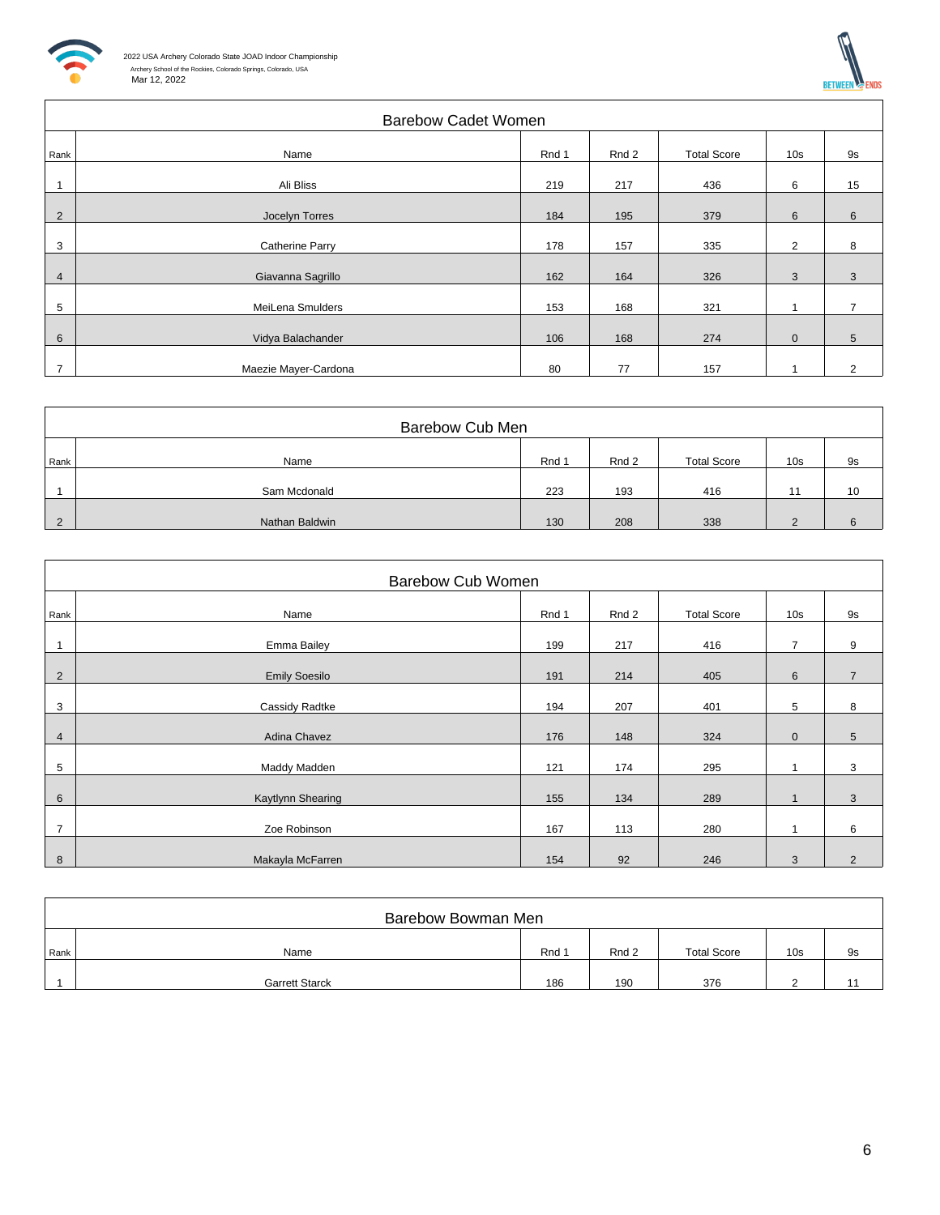2022 USA Archery Colorado State JOAD Indoor Championship
Archery School of the Rockies, Colorado Springs, Colorado, USA
Mar 12, 2022

## Barebow Cadet Women

| Rank | Name | Rnd 1 | Rnd 2 | Total Score | 10s | 9s |
|---|---|---|---|---|---|---|
| 1 | Ali Bliss | 219 | 217 | 436 | 6 | 15 |
| 2 | Jocelyn Torres | 184 | 195 | 379 | 6 | 6 |
| 3 | Catherine Parry | 178 | 157 | 335 | 2 | 8 |
| 4 | Giavanna Sagrillo | 162 | 164 | 326 | 3 | 3 |
| 5 | MeiLena Smulders | 153 | 168 | 321 | 1 | 7 |
| 6 | Vidya Balachander | 106 | 168 | 274 | 0 | 5 |
| 7 | Maezie Mayer-Cardona | 80 | 77 | 157 | 1 | 2 |

## Barebow Cub Men

| Rank | Name | Rnd 1 | Rnd 2 | Total Score | 10s | 9s |
|---|---|---|---|---|---|---|
| 1 | Sam Mcdonald | 223 | 193 | 416 | 11 | 10 |
| 2 | Nathan Baldwin | 130 | 208 | 338 | 2 | 6 |

## Barebow Cub Women

| Rank | Name | Rnd 1 | Rnd 2 | Total Score | 10s | 9s |
|---|---|---|---|---|---|---|
| 1 | Emma Bailey | 199 | 217 | 416 | 7 | 9 |
| 2 | Emily Soesilo | 191 | 214 | 405 | 6 | 7 |
| 3 | Cassidy Radtke | 194 | 207 | 401 | 5 | 8 |
| 4 | Adina Chavez | 176 | 148 | 324 | 0 | 5 |
| 5 | Maddy Madden | 121 | 174 | 295 | 1 | 3 |
| 6 | Kaytlynn Shearing | 155 | 134 | 289 | 1 | 3 |
| 7 | Zoe Robinson | 167 | 113 | 280 | 1 | 6 |
| 8 | Makayla McFarren | 154 | 92 | 246 | 3 | 2 |

## Barebow Bowman Men

| Rank | Name | Rnd 1 | Rnd 2 | Total Score | 10s | 9s |
|---|---|---|---|---|---|---|
| 1 | Garrett Starck | 186 | 190 | 376 | 2 | 11 |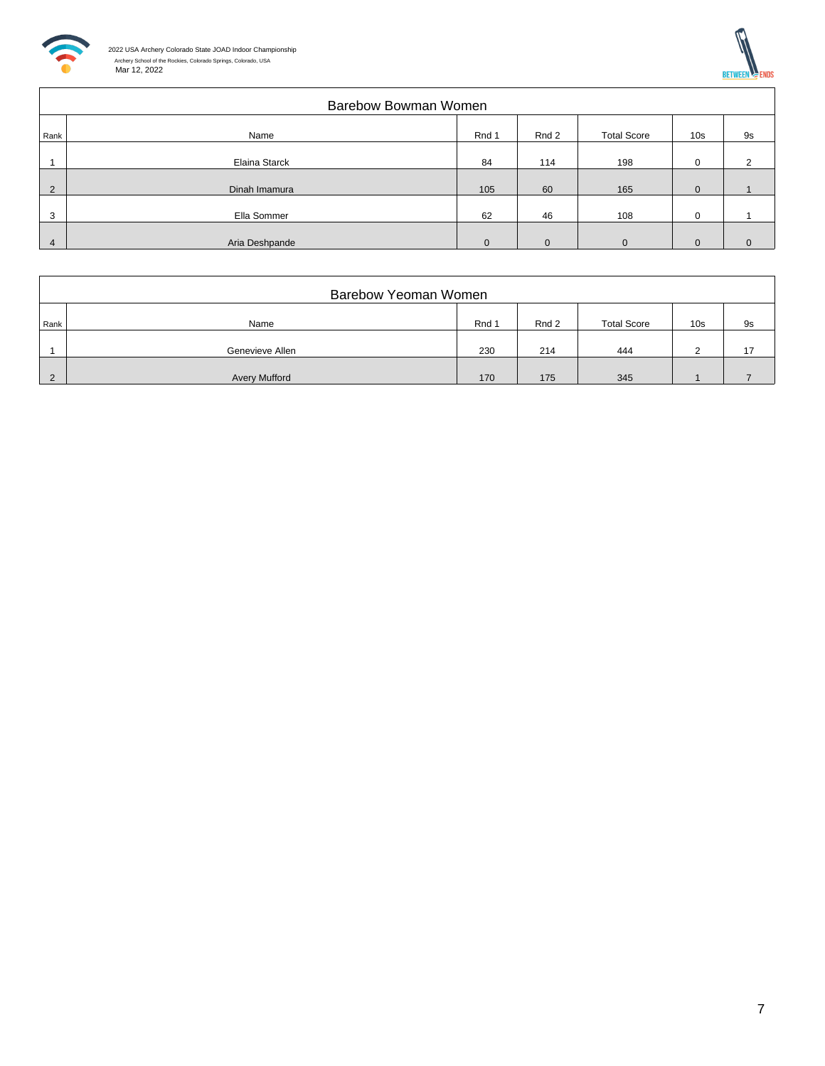## Barebow Bowman Women

| Rank | Name | Rnd 1 | Rnd 2 | Total Score | 10s | 9s |
|---|---|---|---|---|---|---|
| 1 | Elaina Starck | 84 | 114 | 198 | 0 | 2 |
| 2 | Dinah Imamura | 105 | 60 | 165 | 0 | 1 |
| 3 | Ella Sommer | 62 | 46 | 108 | 0 | 1 |
| 4 | Aria Deshpande | 0 | 0 | 0 | 0 | 0 |

## Barebow Yeoman Women

| Rank | Name | Rnd 1 | Rnd 2 | Total Score | 10s | 9s |
|---|---|---|---|---|---|---|
| 1 | Genevieve Allen | 230 | 214 | 444 | 2 | 17 |
| 2 | Avery Mufford | 170 | 175 | 345 | 1 | 7 |